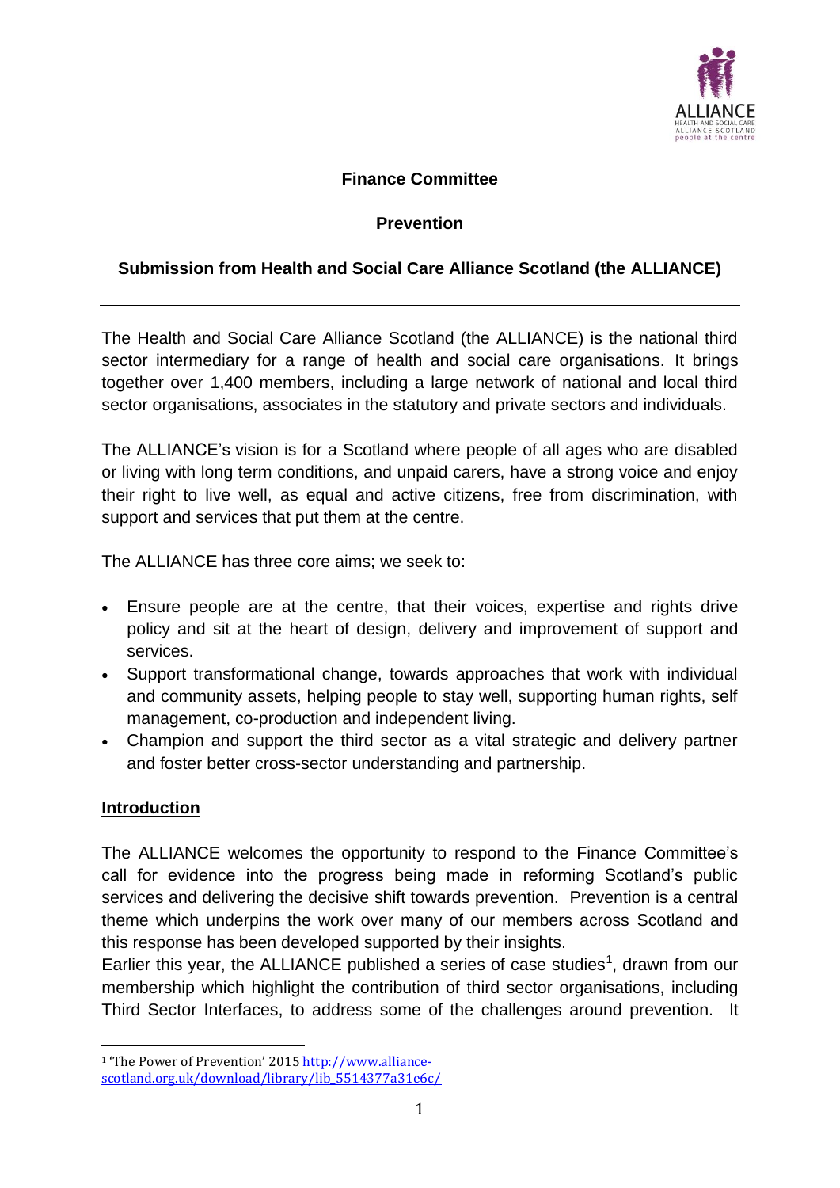**Finance Committee**

**Prevention**

**Submission from Health and Social Care Alliance Scotland (the ALLIANCE)**

---

The Health and Social Care Alliance Scotland (the ALLIANCE) is the national third sector intermediary for a range of health and social care organisations. It brings together over 1,400 members, including a large network of national and local third sector organisations, associates in the statutory and private sectors and individuals.

The ALLIANCE's vision is for a Scotland where people of all ages who are disabled or living with long term conditions, and unpaid carers, have a strong voice and enjoy their right to live well, as equal and active citizens, free from discrimination, with support and services that put them at the centre.

The ALLIANCE has three core aims; we seek to:

- Ensure people are at the centre, that their voices, expertise and rights drive policy and sit at the heart of design, delivery and improvement of support and services.
- Support transformational change, towards approaches that work with individual and community assets, helping people to stay well, supporting human rights, self management, co-production and independent living.
- Champion and support the third sector as a vital strategic and delivery partner and foster better cross-sector understanding and partnership.

## Introduction

The ALLIANCE welcomes the opportunity to respond to the Finance Committee's call for evidence into the progress being made in reforming Scotland's public services and delivering the decisive shift towards prevention. Prevention is a central theme which underpins the work over many of our members across Scotland and this response has been developed supported by their insights.

Earlier this year, the ALLIANCE published a series of case studies[1], drawn from our membership which highlight the contribution of third sector organisations, including Third Sector Interfaces, to address some of the challenges around prevention. It

[1] 'The Power of Prevention' 2015 http://www.alliance-scotland.org.uk/download/library/lib_5514377a31e6c/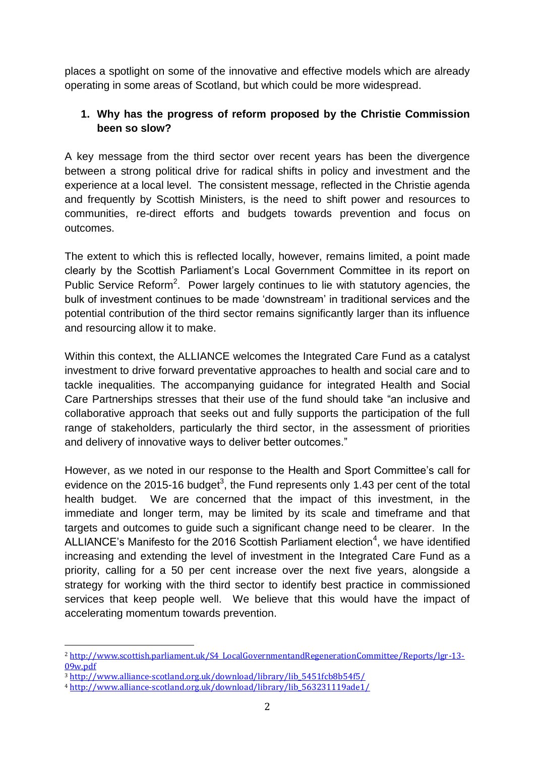places a spotlight on some of the innovative and effective models which are already operating in some areas of Scotland, but which could be more widespread.

1. **Why has the progress of reform proposed by the Christie Commission been so slow?**

A key message from the third sector over recent years has been the divergence between a strong political drive for radical shifts in policy and investment and the experience at a local level. The consistent message, reflected in the Christie agenda and frequently by Scottish Ministers, is the need to shift power and resources to communities, re-direct efforts and budgets towards prevention and focus on outcomes.

The extent to which this is reflected locally, however, remains limited, a point made clearly by the Scottish Parliament's Local Government Committee in its report on Public Service Reform[2]. Power largely continues to lie with statutory agencies, the bulk of investment continues to be made 'downstream' in traditional services and the potential contribution of the third sector remains significantly larger than its influence and resourcing allow it to make.

Within this context, the ALLIANCE welcomes the Integrated Care Fund as a catalyst investment to drive forward preventative approaches to health and social care and to tackle inequalities. The accompanying guidance for integrated Health and Social Care Partnerships stresses that their use of the fund should take "an inclusive and collaborative approach that seeks out and fully supports the participation of the full range of stakeholders, particularly the third sector, in the assessment of priorities and delivery of innovative ways to deliver better outcomes."

However, as we noted in our response to the Health and Sport Committee's call for evidence on the 2015-16 budget[3], the Fund represents only 1.43 per cent of the total health budget. We are concerned that the impact of this investment, in the immediate and longer term, may be limited by its scale and timeframe and that targets and outcomes to guide such a significant change need to be clearer. In the ALLIANCE's Manifesto for the 2016 Scottish Parliament election[4], we have identified increasing and extending the level of investment in the Integrated Care Fund as a priority, calling for a 50 per cent increase over the next five years, alongside a strategy for working with the third sector to identify best practice in commissioned services that keep people well. We believe that this would have the impact of accelerating momentum towards prevention.

---

[2] http://www.scottish.parliament.uk/S4_LocalGovernmentandRegenerationCommittee/Reports/lgr-13-09w.pdf

[3] http://www.alliance-scotland.org.uk/download/library/lib_5451fcb8b54f5/

[4] http://www.alliance-scotland.org.uk/download/library/lib_563231119ade1/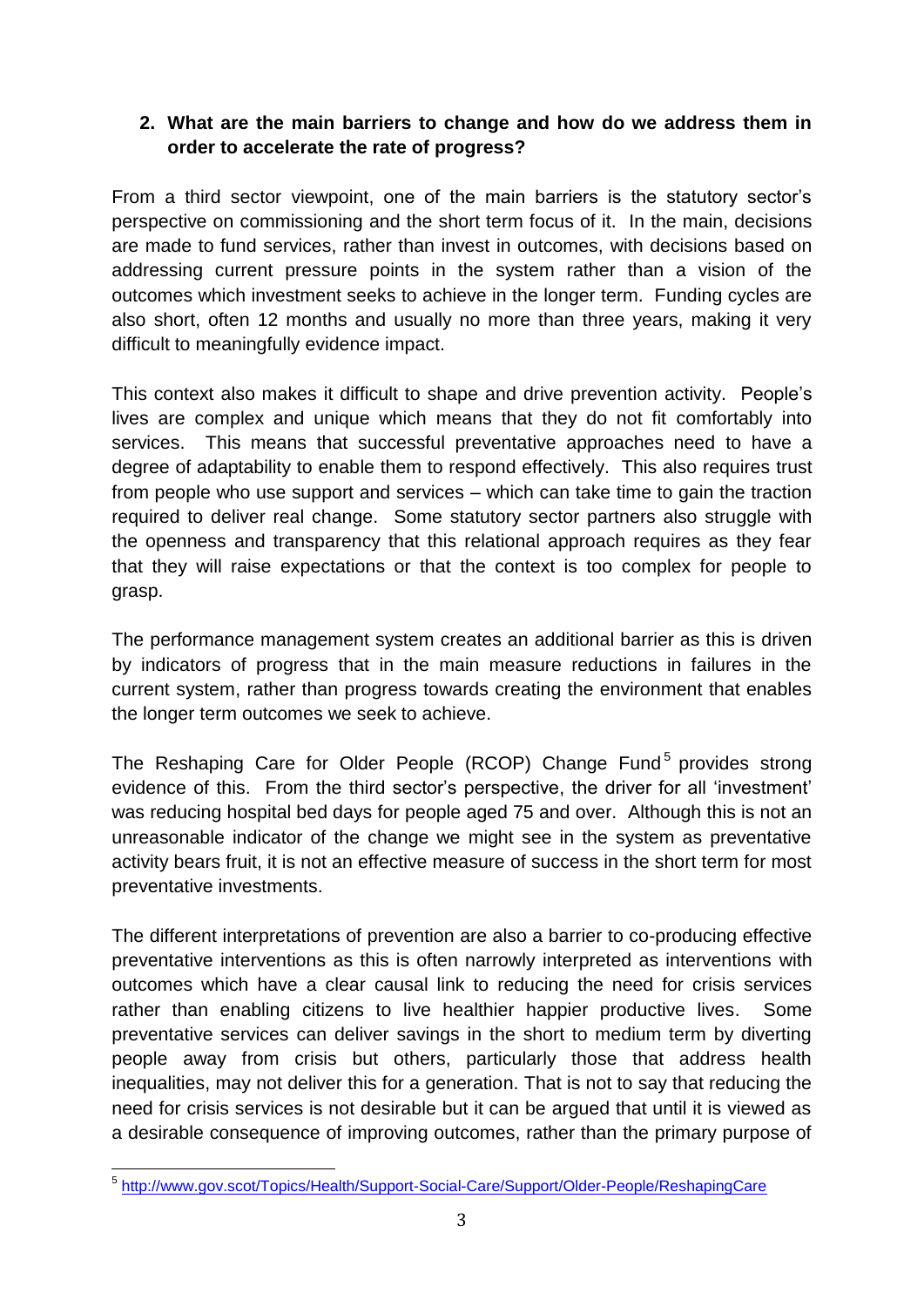2. **What are the main barriers to change and how do we address them in order to accelerate the rate of progress?**

From a third sector viewpoint, one of the main barriers is the statutory sector's perspective on commissioning and the short term focus of it. In the main, decisions are made to fund services, rather than invest in outcomes, with decisions based on addressing current pressure points in the system rather than a vision of the outcomes which investment seeks to achieve in the longer term. Funding cycles are also short, often 12 months and usually no more than three years, making it very difficult to meaningfully evidence impact.

This context also makes it difficult to shape and drive prevention activity. People's lives are complex and unique which means that they do not fit comfortably into services. This means that successful preventative approaches need to have a degree of adaptability to enable them to respond effectively. This also requires trust from people who use support and services – which can take time to gain the traction required to deliver real change. Some statutory sector partners also struggle with the openness and transparency that this relational approach requires as they fear that they will raise expectations or that the context is too complex for people to grasp.

The performance management system creates an additional barrier as this is driven by indicators of progress that in the main measure reductions in failures in the current system, rather than progress towards creating the environment that enables the longer term outcomes we seek to achieve.

The Reshaping Care for Older People (RCOP) Change Fund[5] provides strong evidence of this. From the third sector's perspective, the driver for all 'investment' was reducing hospital bed days for people aged 75 and over. Although this is not an unreasonable indicator of the change we might see in the system as preventative activity bears fruit, it is not an effective measure of success in the short term for most preventative investments.

The different interpretations of prevention are also a barrier to co-producing effective preventative interventions as this is often narrowly interpreted as interventions with outcomes which have a clear causal link to reducing the need for crisis services rather than enabling citizens to live healthier happier productive lives. Some preventative services can deliver savings in the short to medium term by diverting people away from crisis but others, particularly those that address health inequalities, may not deliver this for a generation. That is not to say that reducing the need for crisis services is not desirable but it can be argued that until it is viewed as a desirable consequence of improving outcomes, rather than the primary purpose of

---

[5] http://www.gov.scot/Topics/Health/Support-Social-Care/Support/Older-People/ReshapingCare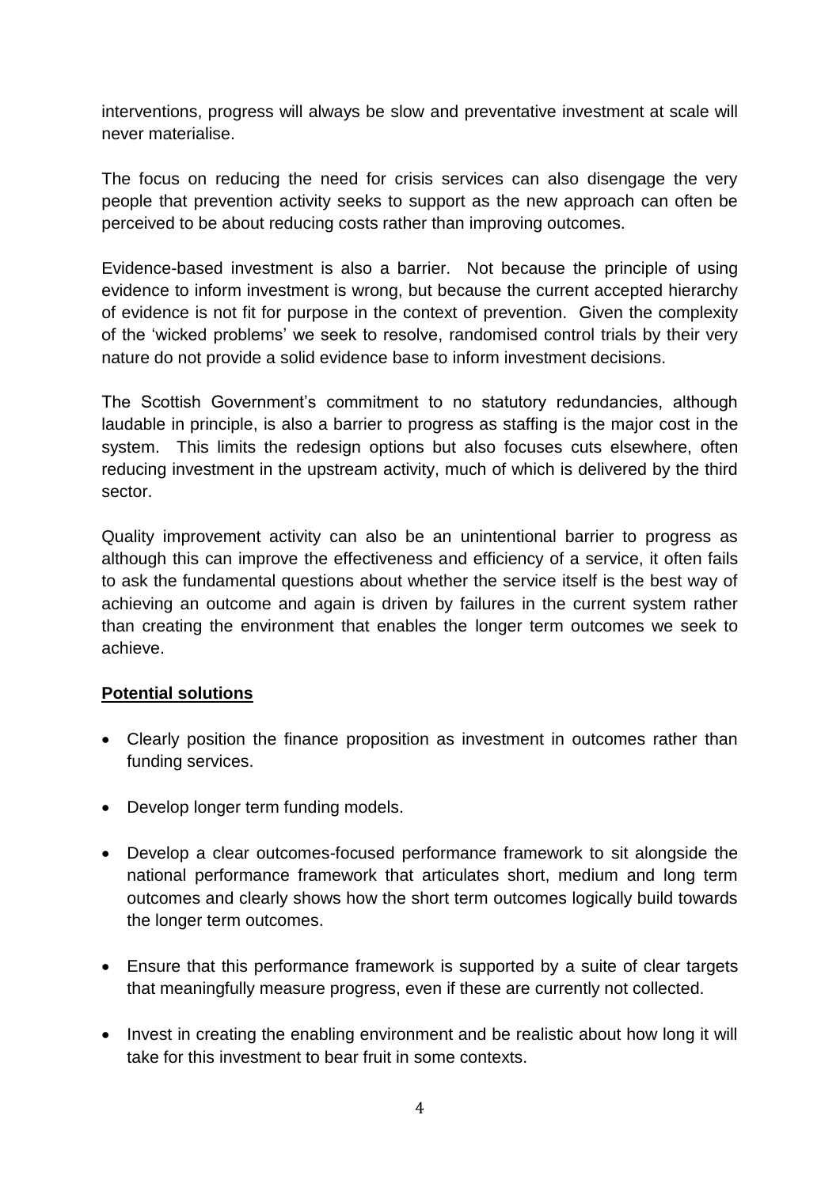interventions, progress will always be slow and preventative investment at scale will never materialise.

The focus on reducing the need for crisis services can also disengage the very people that prevention activity seeks to support as the new approach can often be perceived to be about reducing costs rather than improving outcomes.

Evidence-based investment is also a barrier. Not because the principle of using evidence to inform investment is wrong, but because the current accepted hierarchy of evidence is not fit for purpose in the context of prevention. Given the complexity of the 'wicked problems' we seek to resolve, randomised control trials by their very nature do not provide a solid evidence base to inform investment decisions.

The Scottish Government's commitment to no statutory redundancies, although laudable in principle, is also a barrier to progress as staffing is the major cost in the system. This limits the redesign options but also focuses cuts elsewhere, often reducing investment in the upstream activity, much of which is delivered by the third sector.

Quality improvement activity can also be an unintentional barrier to progress as although this can improve the effectiveness and efficiency of a service, it often fails to ask the fundamental questions about whether the service itself is the best way of achieving an outcome and again is driven by failures in the current system rather than creating the environment that enables the longer term outcomes we seek to achieve.

**Potential solutions**

- Clearly position the finance proposition as investment in outcomes rather than funding services.
- Develop longer term funding models.
- Develop a clear outcomes-focused performance framework to sit alongside the national performance framework that articulates short, medium and long term outcomes and clearly shows how the short term outcomes logically build towards the longer term outcomes.
- Ensure that this performance framework is supported by a suite of clear targets that meaningfully measure progress, even if these are currently not collected.
- Invest in creating the enabling environment and be realistic about how long it will take for this investment to bear fruit in some contexts.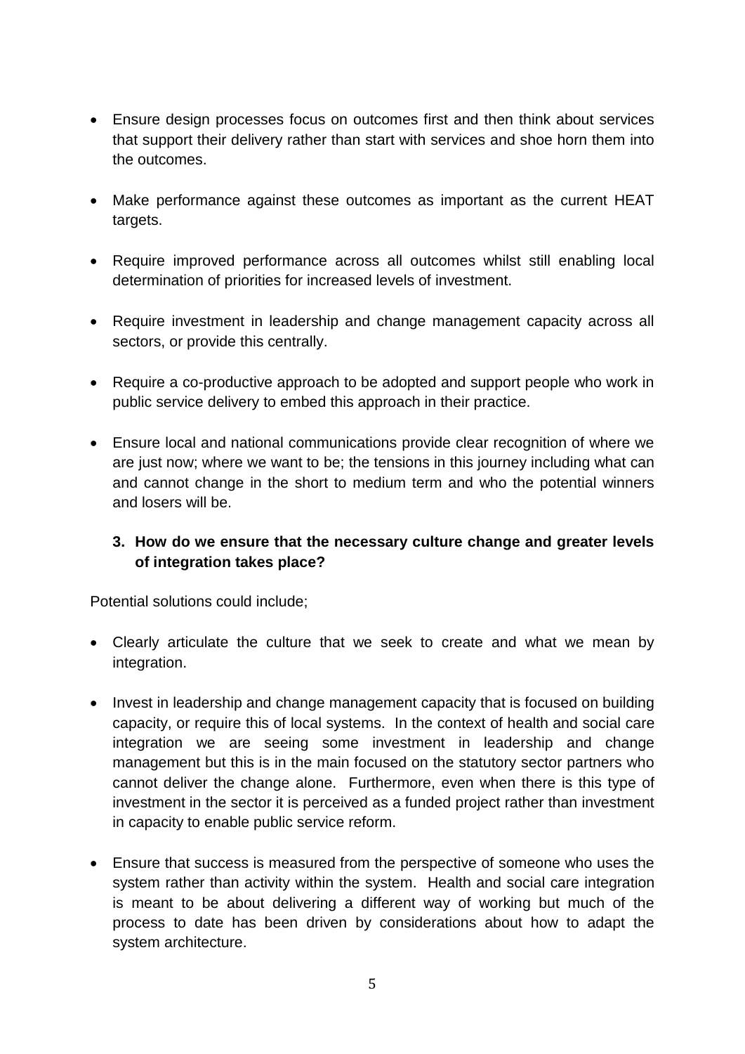- Ensure design processes focus on outcomes first and then think about services that support their delivery rather than start with services and shoe horn them into the outcomes.

- Make performance against these outcomes as important as the current HEAT targets.

- Require improved performance across all outcomes whilst still enabling local determination of priorities for increased levels of investment.

- Require investment in leadership and change management capacity across all sectors, or provide this centrally.

- Require a co-productive approach to be adopted and support people who work in public service delivery to embed this approach in their practice.

- Ensure local and national communications provide clear recognition of where we are just now; where we want to be; the tensions in this journey including what can and cannot change in the short to medium term and who the potential winners and losers will be.

### 3. How do we ensure that the necessary culture change and greater levels of integration takes place?

Potential solutions could include;

- Clearly articulate the culture that we seek to create and what we mean by integration.

- Invest in leadership and change management capacity that is focused on building capacity, or require this of local systems. In the context of health and social care integration we are seeing some investment in leadership and change management but this is in the main focused on the statutory sector partners who cannot deliver the change alone. Furthermore, even when there is this type of investment in the sector it is perceived as a funded project rather than investment in capacity to enable public service reform.

- Ensure that success is measured from the perspective of someone who uses the system rather than activity within the system. Health and social care integration is meant to be about delivering a different way of working but much of the process to date has been driven by considerations about how to adapt the system architecture.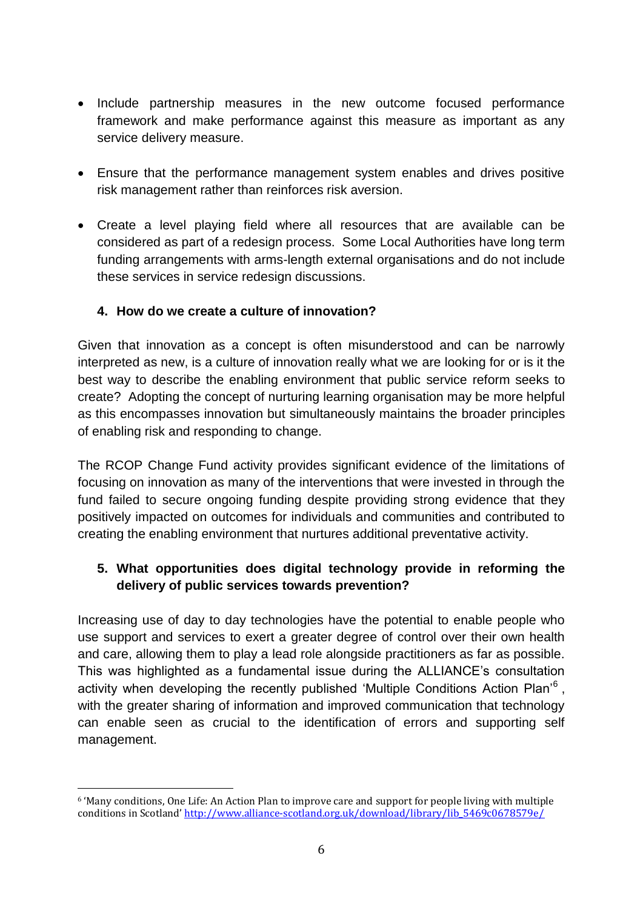- Include partnership measures in the new outcome focused performance framework and make performance against this measure as important as any service delivery measure.

- Ensure that the performance management system enables and drives positive risk management rather than reinforces risk aversion.

- Create a level playing field where all resources that are available can be considered as part of a redesign process. Some Local Authorities have long term funding arrangements with arms-length external organisations and do not include these services in service redesign discussions.

### 4. How do we create a culture of innovation?

Given that innovation as a concept is often misunderstood and can be narrowly interpreted as new, is a culture of innovation really what we are looking for or is it the best way to describe the enabling environment that public service reform seeks to create? Adopting the concept of nurturing learning organisation may be more helpful as this encompasses innovation but simultaneously maintains the broader principles of enabling risk and responding to change.

The RCOP Change Fund activity provides significant evidence of the limitations of focusing on innovation as many of the interventions that were invested in through the fund failed to secure ongoing funding despite providing strong evidence that they positively impacted on outcomes for individuals and communities and contributed to creating the enabling environment that nurtures additional preventative activity.

### 5. What opportunities does digital technology provide in reforming the delivery of public services towards prevention?

Increasing use of day to day technologies have the potential to enable people who use support and services to exert a greater degree of control over their own health and care, allowing them to play a lead role alongside practitioners as far as possible. This was highlighted as a fundamental issue during the ALLIANCE's consultation activity when developing the recently published 'Multiple Conditions Action Plan'[6], with the greater sharing of information and improved communication that technology can enable seen as crucial to the identification of errors and supporting self management.

---

[6] 'Many conditions, One Life: An Action Plan to improve care and support for people living with multiple conditions in Scotland' http://www.alliance-scotland.org.uk/download/library/lib_5469c0678579e/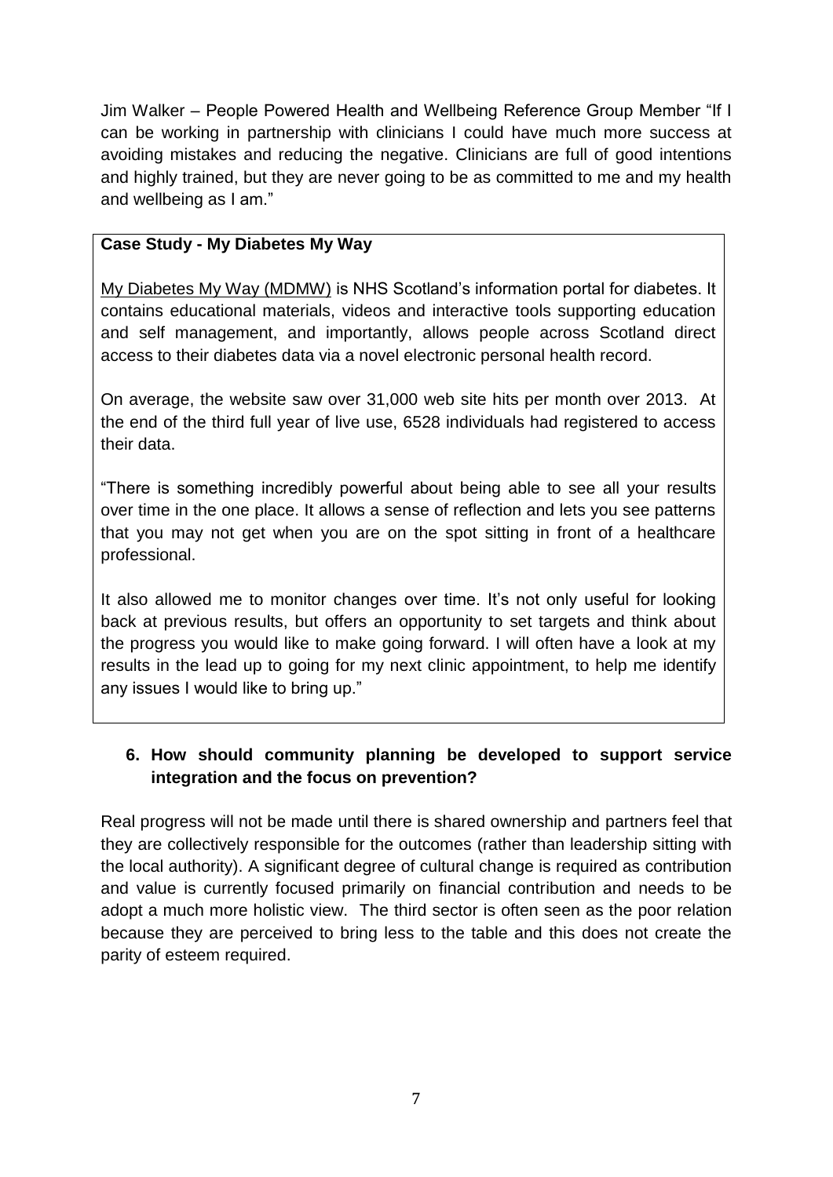Jim Walker – People Powered Health and Wellbeing Reference Group Member "If I can be working in partnership with clinicians I could have much more success at avoiding mistakes and reducing the negative. Clinicians are full of good intentions and highly trained, but they are never going to be as committed to me and my health and wellbeing as I am."

**Case Study - My Diabetes My Way**

My Diabetes My Way (MDMW) is NHS Scotland's information portal for diabetes. It contains educational materials, videos and interactive tools supporting education and self management, and importantly, allows people across Scotland direct access to their diabetes data via a novel electronic personal health record.

On average, the website saw over 31,000 web site hits per month over 2013. At the end of the third full year of live use, 6528 individuals had registered to access their data.

"There is something incredibly powerful about being able to see all your results over time in the one place. It allows a sense of reflection and lets you see patterns that you may not get when you are on the spot sitting in front of a healthcare professional.

It also allowed me to monitor changes over time. It's not only useful for looking back at previous results, but offers an opportunity to set targets and think about the progress you would like to make going forward. I will often have a look at my results in the lead up to going for my next clinic appointment, to help me identify any issues I would like to bring up."

### 6. How should community planning be developed to support service integration and the focus on prevention?

Real progress will not be made until there is shared ownership and partners feel that they are collectively responsible for the outcomes (rather than leadership sitting with the local authority). A significant degree of cultural change is required as contribution and value is currently focused primarily on financial contribution and needs to be adopt a much more holistic view. The third sector is often seen as the poor relation because they are perceived to bring less to the table and this does not create the parity of esteem required.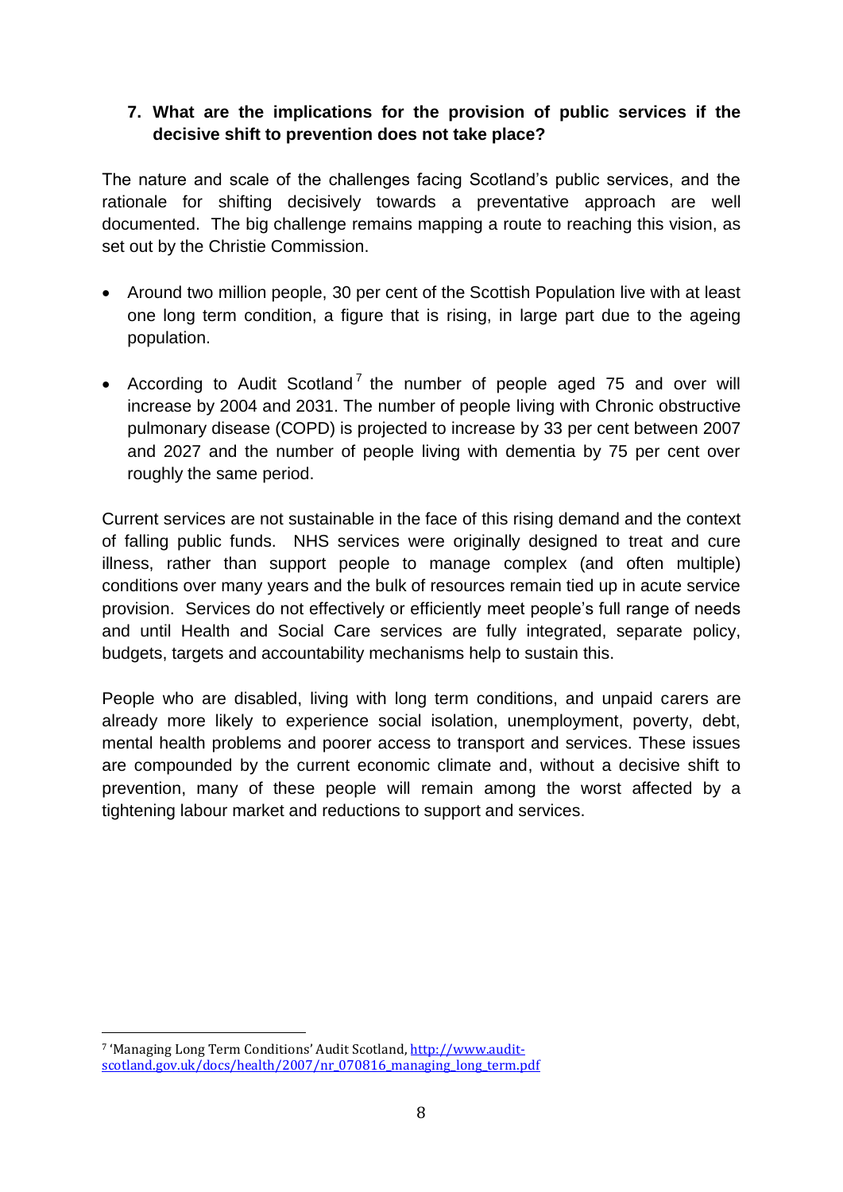## 7. What are the implications for the provision of public services if the decisive shift to prevention does not take place?

The nature and scale of the challenges facing Scotland's public services, and the rationale for shifting decisively towards a preventative approach are well documented. The big challenge remains mapping a route to reaching this vision, as set out by the Christie Commission.

- Around two million people, 30 per cent of the Scottish Population live with at least one long term condition, a figure that is rising, in large part due to the ageing population.
- According to Audit Scotland[7] the number of people aged 75 and over will increase by 2004 and 2031. The number of people living with Chronic obstructive pulmonary disease (COPD) is projected to increase by 33 per cent between 2007 and 2027 and the number of people living with dementia by 75 per cent over roughly the same period.

Current services are not sustainable in the face of this rising demand and the context of falling public funds. NHS services were originally designed to treat and cure illness, rather than support people to manage complex (and often multiple) conditions over many years and the bulk of resources remain tied up in acute service provision. Services do not effectively or efficiently meet people's full range of needs and until Health and Social Care services are fully integrated, separate policy, budgets, targets and accountability mechanisms help to sustain this.

People who are disabled, living with long term conditions, and unpaid carers are already more likely to experience social isolation, unemployment, poverty, debt, mental health problems and poorer access to transport and services. These issues are compounded by the current economic climate and, without a decisive shift to prevention, many of these people will remain among the worst affected by a tightening labour market and reductions to support and services.

[7] 'Managing Long Term Conditions' Audit Scotland, http://www.audit-scotland.gov.uk/docs/health/2007/nr_070816_managing_long_term.pdf